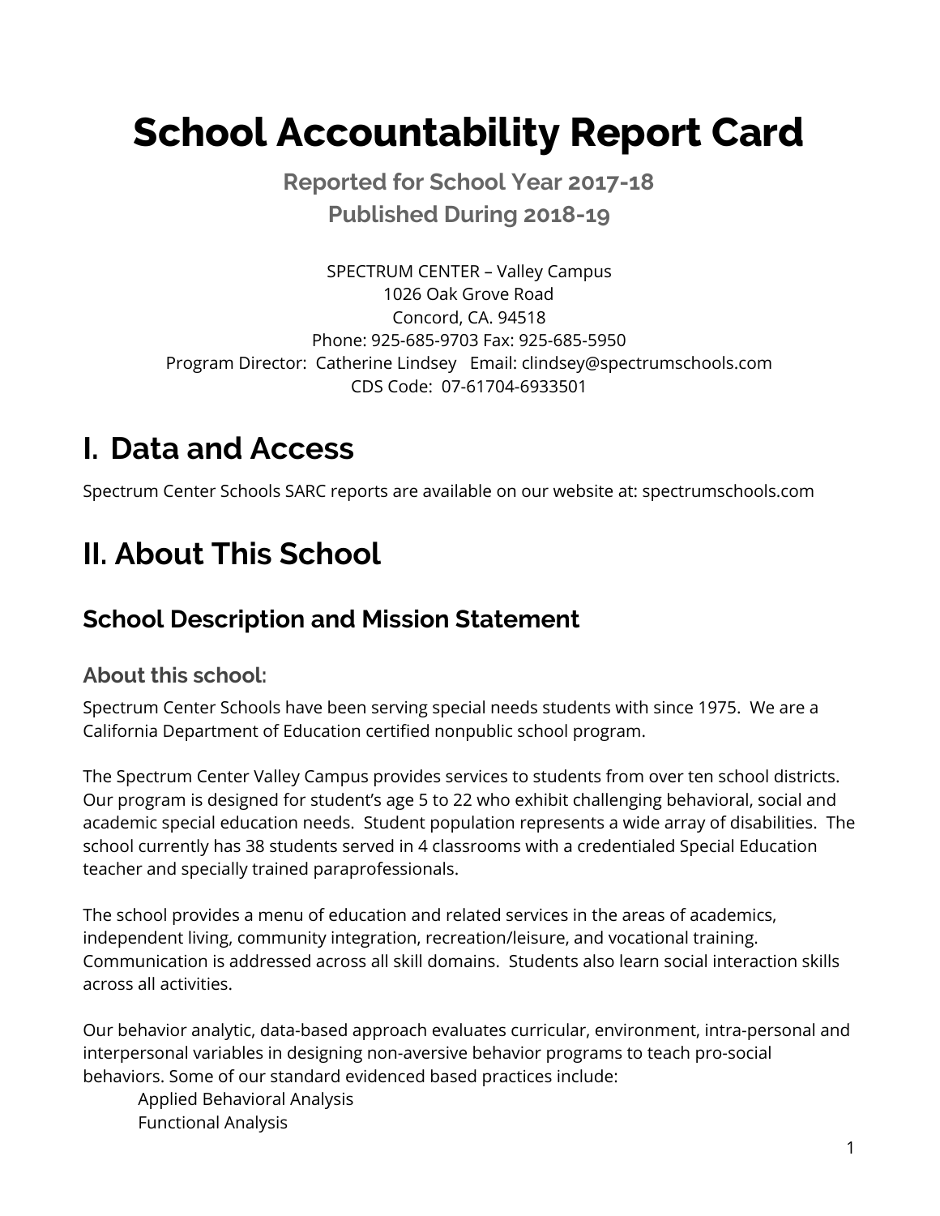# School Accountability Report Card

**Reported for School Year 2017-18**
**Published During 2018-19**

SPECTRUM CENTER – Valley Campus
1026 Oak Grove Road
Concord, CA. 94518
Phone: 925-685-9703 Fax: 925-685-5950
Program Director: Catherine Lindsey Email: clindsey@spectrumschools.com
CDS Code: 07-61704-6933501

# I. Data and Access

Spectrum Center Schools SARC reports are available on our website at: spectrumschools.com

# II. About This School

## School Description and Mission Statement

### About this school:

Spectrum Center Schools have been serving special needs students with since 1975. We are a California Department of Education certified nonpublic school program.

The Spectrum Center Valley Campus provides services to students from over ten school districts. Our program is designed for student's age 5 to 22 who exhibit challenging behavioral, social and academic special education needs. Student population represents a wide array of disabilities. The school currently has 38 students served in 4 classrooms with a credentialed Special Education teacher and specially trained paraprofessionals.

The school provides a menu of education and related services in the areas of academics, independent living, community integration, recreation/leisure, and vocational training. Communication is addressed across all skill domains. Students also learn social interaction skills across all activities.

Our behavior analytic, data-based approach evaluates curricular, environment, intra-personal and interpersonal variables in designing non-aversive behavior programs to teach pro-social behaviors. Some of our standard evidenced based practices include:

Applied Behavioral Analysis
Functional Analysis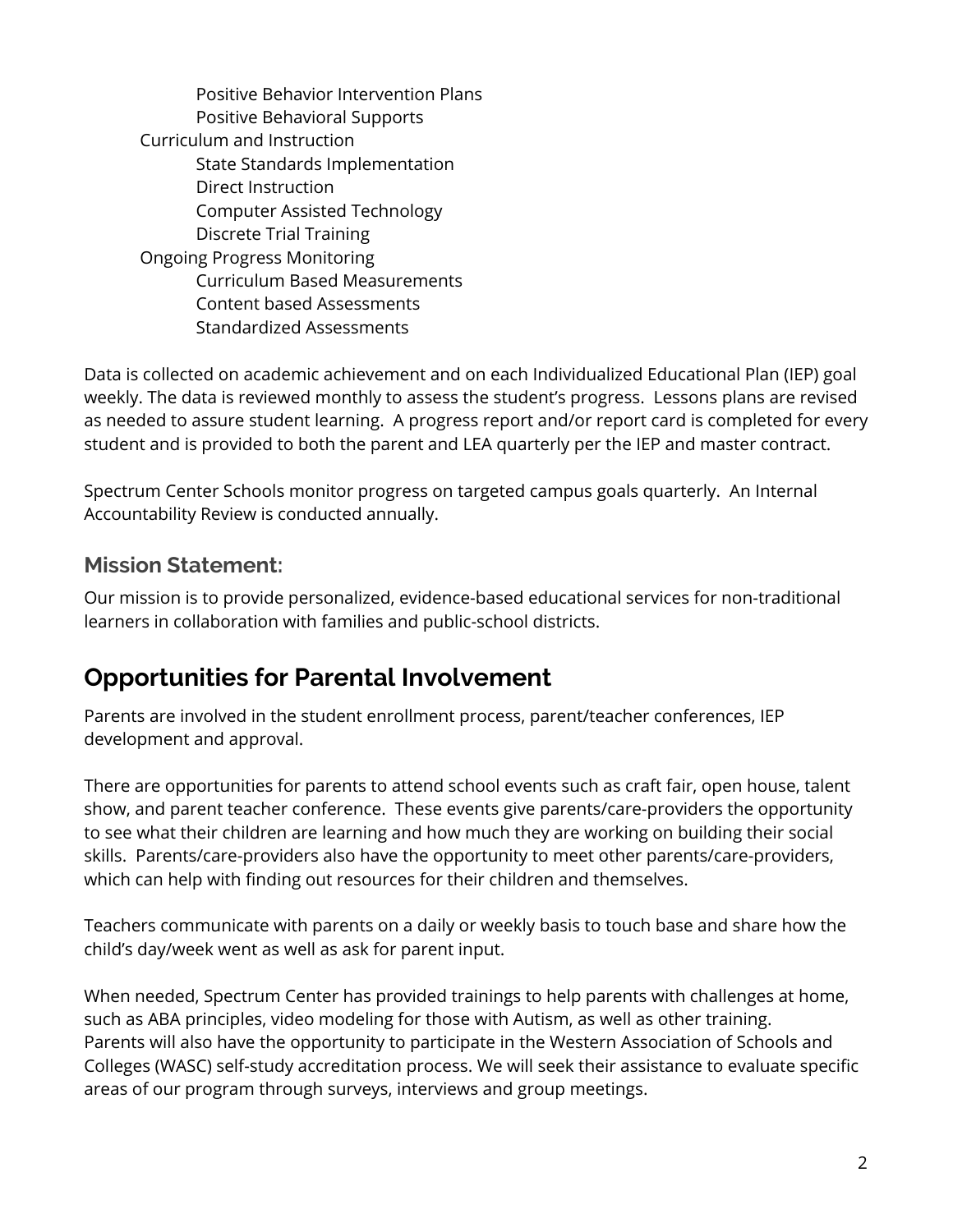- Positive Behavior Intervention Plans
- Positive Behavioral Supports

Curriculum and Instruction

- State Standards Implementation
- Direct Instruction
- Computer Assisted Technology
- Discrete Trial Training

Ongoing Progress Monitoring

- Curriculum Based Measurements
- Content based Assessments
- Standardized Assessments

Data is collected on academic achievement and on each Individualized Educational Plan (IEP) goal weekly. The data is reviewed monthly to assess the student's progress. Lessons plans are revised as needed to assure student learning. A progress report and/or report card is completed for every student and is provided to both the parent and LEA quarterly per the IEP and master contract.

Spectrum Center Schools monitor progress on targeted campus goals quarterly. An Internal Accountability Review is conducted annually.

### Mission Statement:

Our mission is to provide personalized, evidence-based educational services for non-traditional learners in collaboration with families and public-school districts.

## Opportunities for Parental Involvement

Parents are involved in the student enrollment process, parent/teacher conferences, IEP development and approval.

There are opportunities for parents to attend school events such as craft fair, open house, talent show, and parent teacher conference. These events give parents/care-providers the opportunity to see what their children are learning and how much they are working on building their social skills. Parents/care-providers also have the opportunity to meet other parents/care-providers, which can help with finding out resources for their children and themselves.

Teachers communicate with parents on a daily or weekly basis to touch base and share how the child's day/week went as well as ask for parent input.

When needed, Spectrum Center has provided trainings to help parents with challenges at home, such as ABA principles, video modeling for those with Autism, as well as other training. Parents will also have the opportunity to participate in the Western Association of Schools and Colleges (WASC) self-study accreditation process. We will seek their assistance to evaluate specific areas of our program through surveys, interviews and group meetings.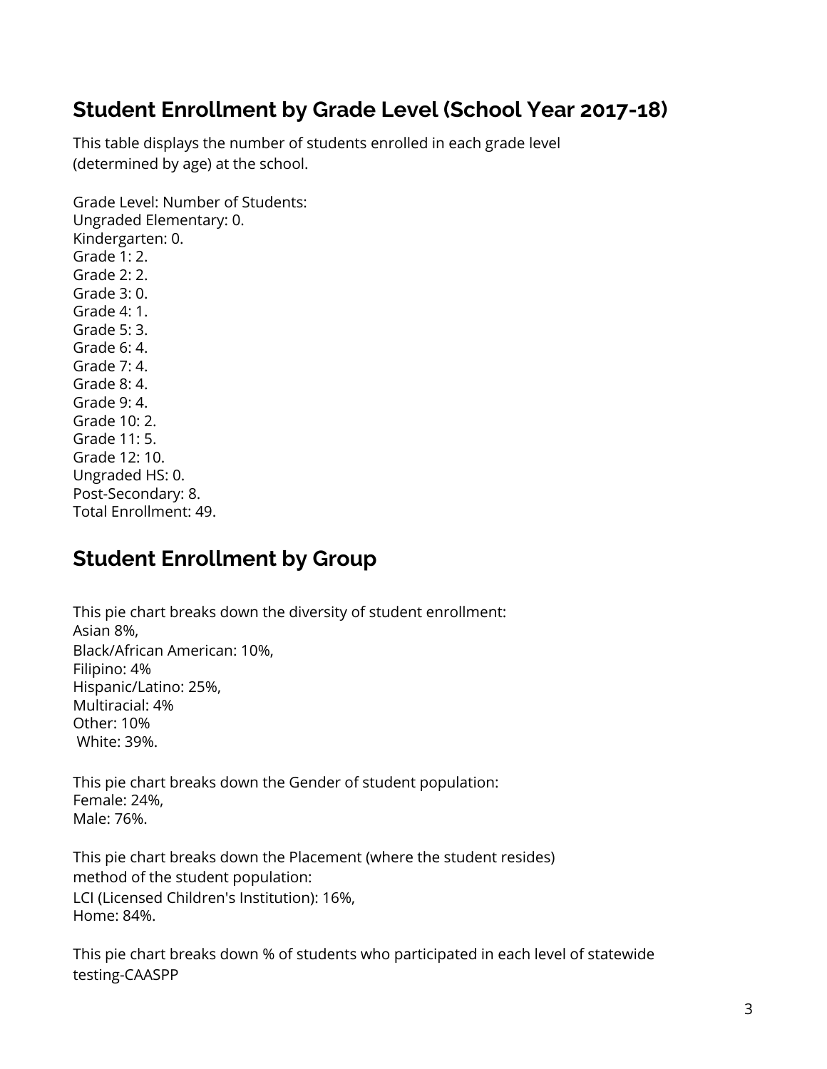## Student Enrollment by Grade Level (School Year 2017-18)

This table displays the number of students enrolled in each grade level (determined by age) at the school.

Grade Level: Number of Students:
Ungraded Elementary: 0.
Kindergarten: 0.
Grade 1: 2.
Grade 2: 2.
Grade 3: 0.
Grade 4: 1.
Grade 5: 3.
Grade 6: 4.
Grade 7: 4.
Grade 8: 4.
Grade 9: 4.
Grade 10: 2.
Grade 11: 5.
Grade 12: 10.
Ungraded HS: 0.
Post-Secondary: 8.
Total Enrollment: 49.

## Student Enrollment by Group

This pie chart breaks down the diversity of student enrollment:
Asian 8%,
Black/African American: 10%,
Filipino: 4%
Hispanic/Latino: 25%,
Multiracial: 4%
Other: 10%
White: 39%.

This pie chart breaks down the Gender of student population:
Female: 24%,
Male: 76%.

This pie chart breaks down the Placement (where the student resides) method of the student population:
LCI (Licensed Children's Institution): 16%,
Home: 84%.

This pie chart breaks down % of students who participated in each level of statewide testing-CAASPP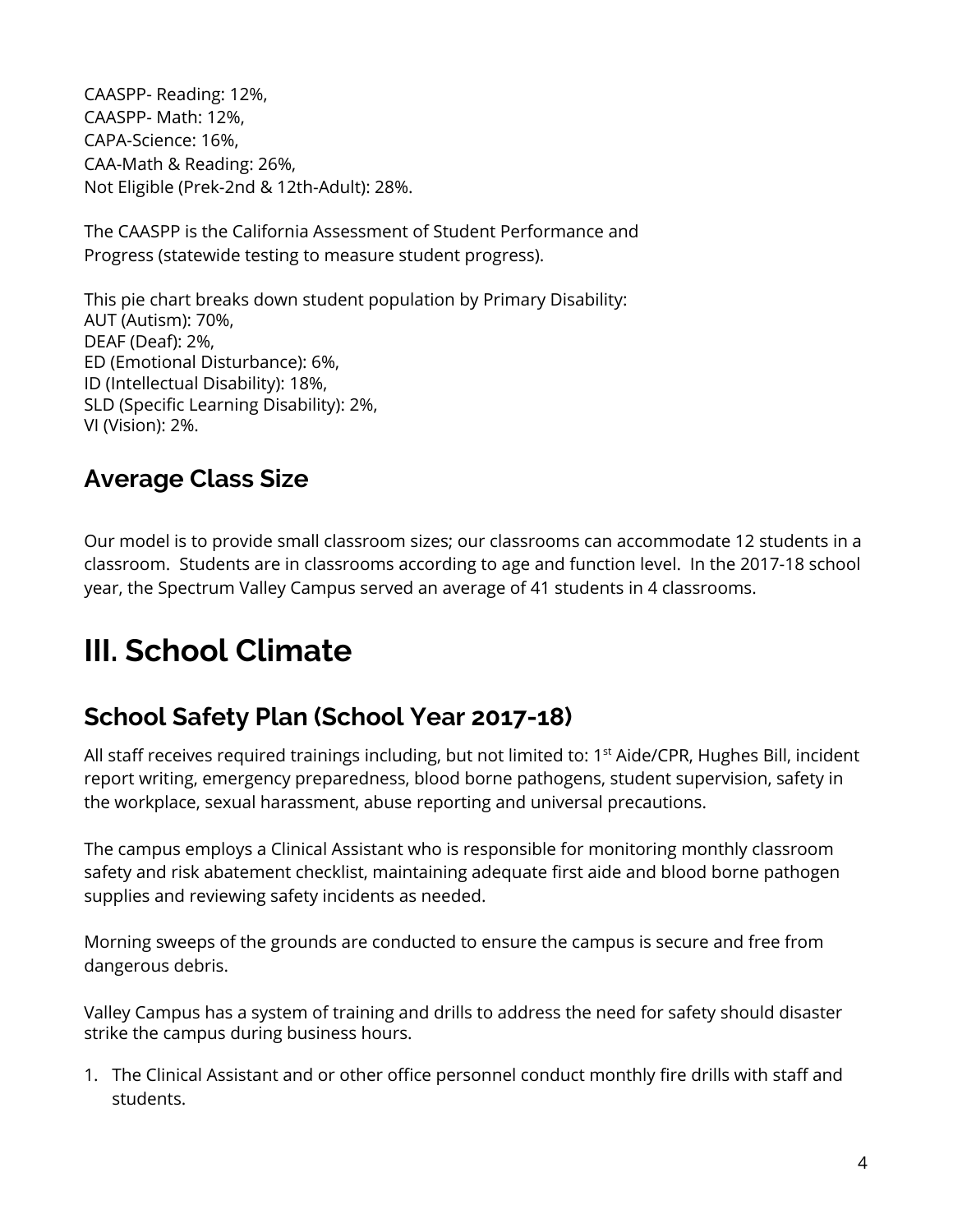CAASPP- Reading: 12%,
CAASPP- Math: 12%,
CAPA-Science: 16%,
CAA-Math & Reading: 26%,
Not Eligible (Prek-2nd & 12th-Adult): 28%.

The CAASPP is the California Assessment of Student Performance and Progress (statewide testing to measure student progress).

This pie chart breaks down student population by Primary Disability:
AUT (Autism): 70%,
DEAF (Deaf): 2%,
ED (Emotional Disturbance): 6%,
ID (Intellectual Disability): 18%,
SLD (Specific Learning Disability): 2%,
VI (Vision): 2%.

## Average Class Size

Our model is to provide small classroom sizes; our classrooms can accommodate 12 students in a classroom. Students are in classrooms according to age and function level. In the 2017-18 school year, the Spectrum Valley Campus served an average of 41 students in 4 classrooms.

# III. School Climate

## School Safety Plan (School Year 2017-18)

All staff receives required trainings including, but not limited to: 1st Aide/CPR, Hughes Bill, incident report writing, emergency preparedness, blood borne pathogens, student supervision, safety in the workplace, sexual harassment, abuse reporting and universal precautions.

The campus employs a Clinical Assistant who is responsible for monitoring monthly classroom safety and risk abatement checklist, maintaining adequate first aide and blood borne pathogen supplies and reviewing safety incidents as needed.

Morning sweeps of the grounds are conducted to ensure the campus is secure and free from dangerous debris.

Valley Campus has a system of training and drills to address the need for safety should disaster strike the campus during business hours.

1. The Clinical Assistant and or other office personnel conduct monthly fire drills with staff and students.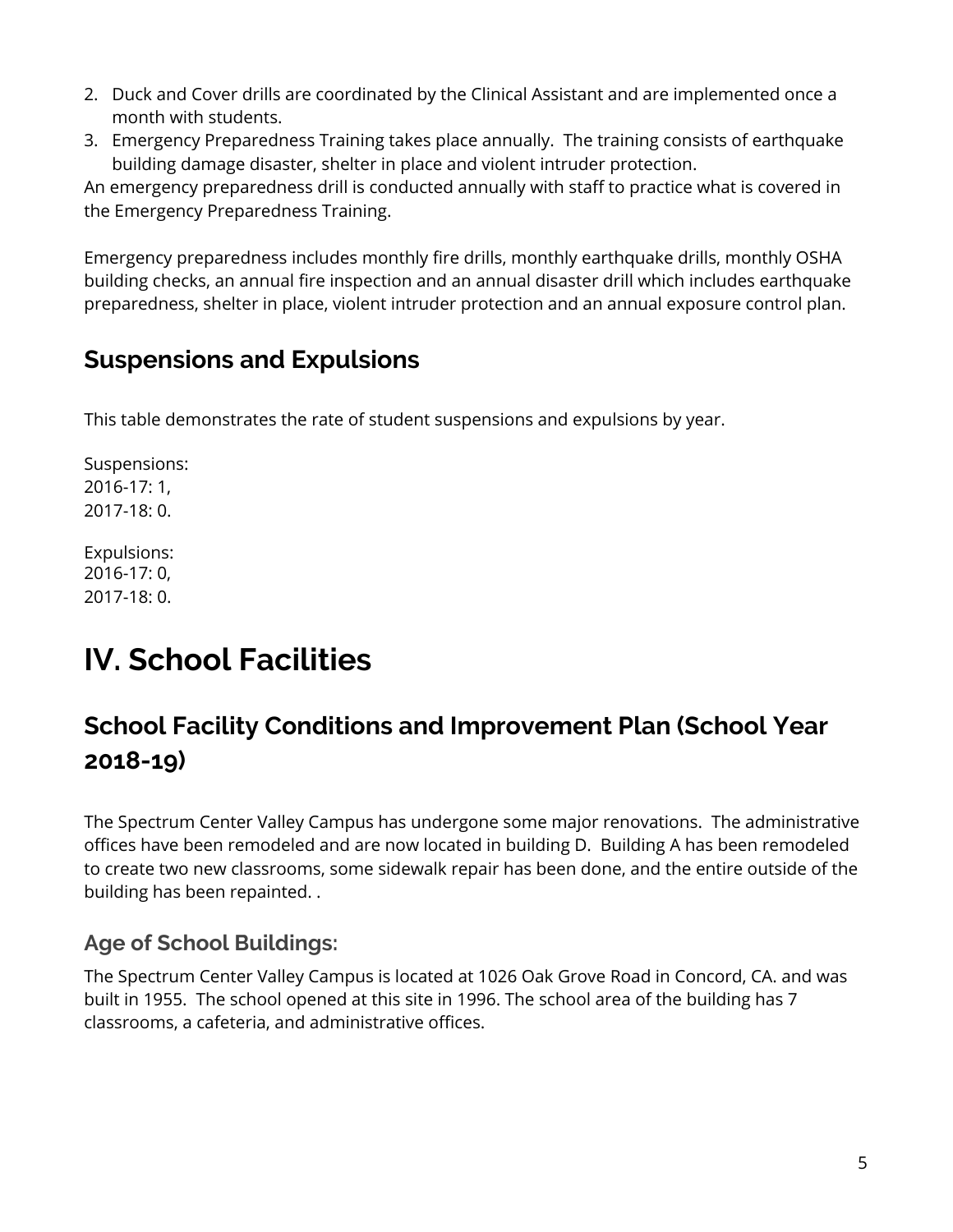2. Duck and Cover drills are coordinated by the Clinical Assistant and are implemented once a month with students.
3. Emergency Preparedness Training takes place annually. The training consists of earthquake building damage disaster, shelter in place and violent intruder protection.

An emergency preparedness drill is conducted annually with staff to practice what is covered in the Emergency Preparedness Training.

Emergency preparedness includes monthly fire drills, monthly earthquake drills, monthly OSHA building checks, an annual fire inspection and an annual disaster drill which includes earthquake preparedness, shelter in place, violent intruder protection and an annual exposure control plan.

## Suspensions and Expulsions

This table demonstrates the rate of student suspensions and expulsions by year.

Suspensions:
2016-17: 1,
2017-18: 0.

Expulsions:
2016-17: 0,
2017-18: 0.

# IV. School Facilities

## School Facility Conditions and Improvement Plan (School Year 2018-19)

The Spectrum Center Valley Campus has undergone some major renovations. The administrative offices have been remodeled and are now located in building D. Building A has been remodeled to create two new classrooms, some sidewalk repair has been done, and the entire outside of the building has been repainted. .

### Age of School Buildings:

The Spectrum Center Valley Campus is located at 1026 Oak Grove Road in Concord, CA. and was built in 1955. The school opened at this site in 1996. The school area of the building has 7 classrooms, a cafeteria, and administrative offices.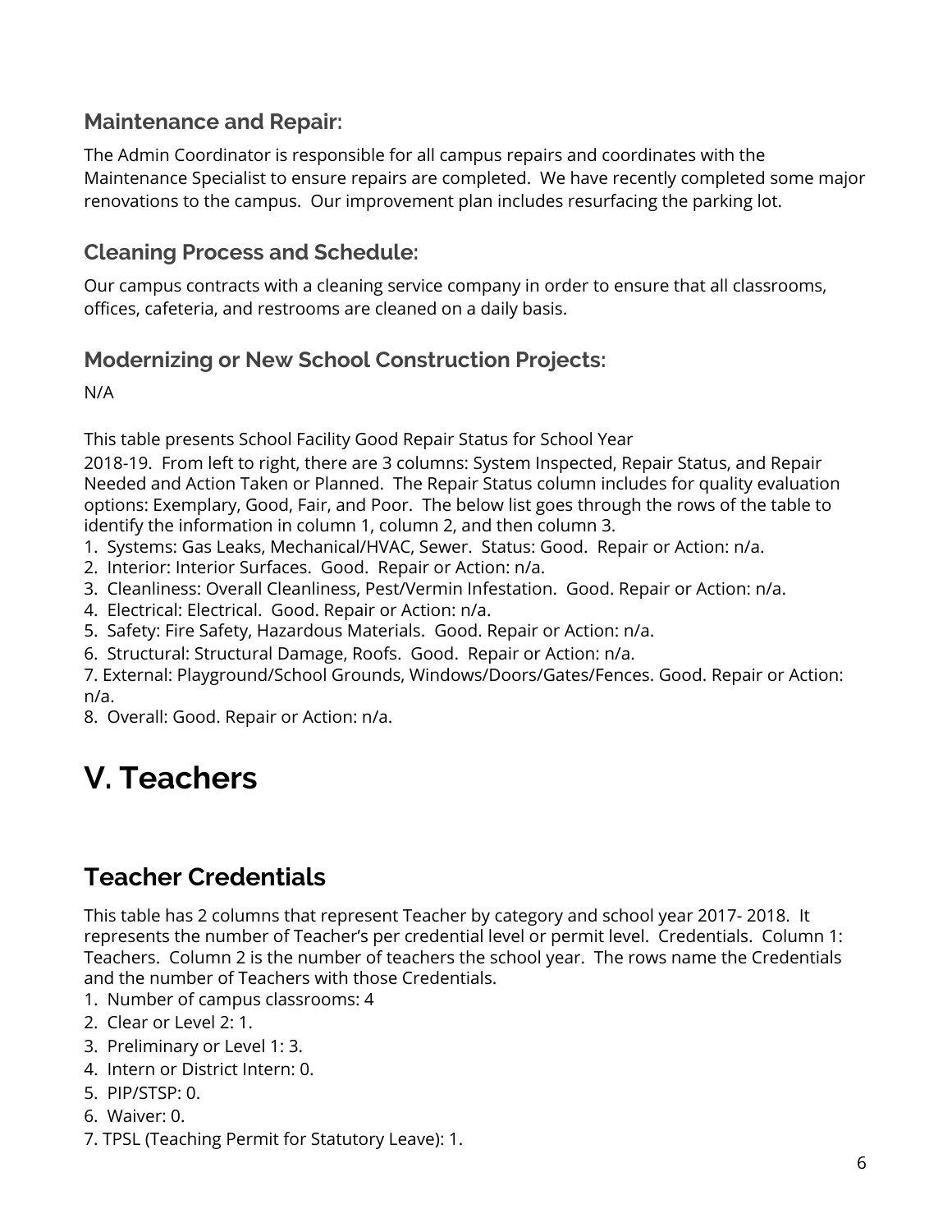### Maintenance and Repair:

The Admin Coordinator is responsible for all campus repairs and coordinates with the Maintenance Specialist to ensure repairs are completed. We have recently completed some major renovations to the campus. Our improvement plan includes resurfacing the parking lot.

### Cleaning Process and Schedule:

Our campus contracts with a cleaning service company in order to ensure that all classrooms, offices, cafeteria, and restrooms are cleaned on a daily basis.

### Modernizing or New School Construction Projects:

N/A

This table presents School Facility Good Repair Status for School Year 2018-19. From left to right, there are 3 columns: System Inspected, Repair Status, and Repair Needed and Action Taken or Planned. The Repair Status column includes for quality evaluation options: Exemplary, Good, Fair, and Poor. The below list goes through the rows of the table to identify the information in column 1, column 2, and then column 3.

1. Systems: Gas Leaks, Mechanical/HVAC, Sewer. Status: Good. Repair or Action: n/a.
2. Interior: Interior Surfaces. Good. Repair or Action: n/a.
3. Cleanliness: Overall Cleanliness, Pest/Vermin Infestation. Good. Repair or Action: n/a.
4. Electrical: Electrical. Good. Repair or Action: n/a.
5. Safety: Fire Safety, Hazardous Materials. Good. Repair or Action: n/a.
6. Structural: Structural Damage, Roofs. Good. Repair or Action: n/a.
7. External: Playground/School Grounds, Windows/Doors/Gates/Fences. Good. Repair or Action: n/a.
8. Overall: Good. Repair or Action: n/a.

# V. Teachers

## Teacher Credentials

This table has 2 columns that represent Teacher by category and school year 2017- 2018. It represents the number of Teacher's per credential level or permit level. Credentials. Column 1: Teachers. Column 2 is the number of teachers the school year. The rows name the Credentials and the number of Teachers with those Credentials.

1. Number of campus classrooms: 4
2. Clear or Level 2: 1.
3. Preliminary or Level 1: 3.
4. Intern or District Intern: 0.
5. PIP/STSP: 0.
6. Waiver: 0.
7. TPSL (Teaching Permit for Statutory Leave): 1.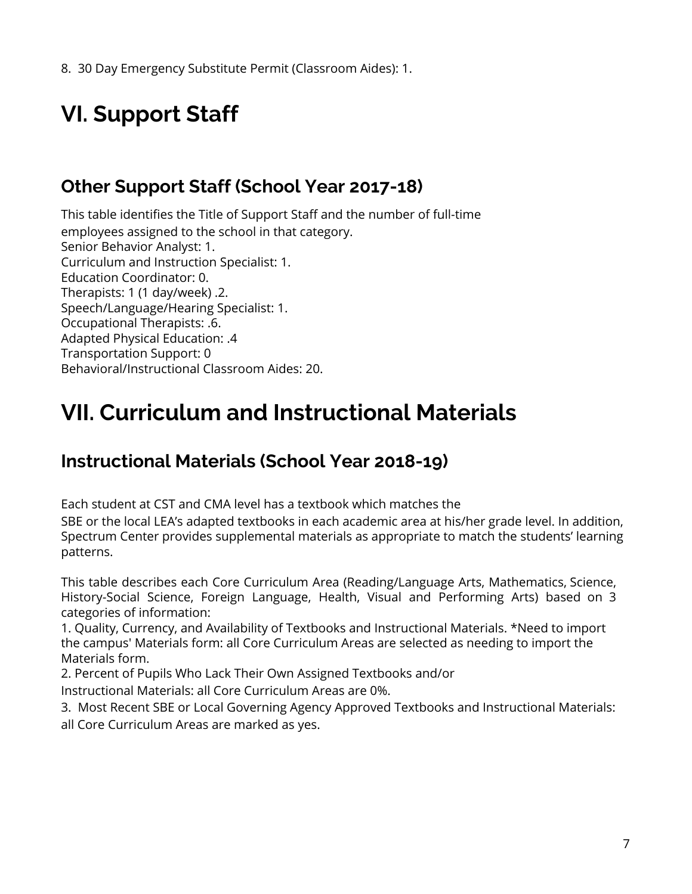8. 30 Day Emergency Substitute Permit (Classroom Aides): 1.

# VI. Support Staff

## Other Support Staff (School Year 2017-18)

This table identifies the Title of Support Staff and the number of full-time employees assigned to the school in that category.
Senior Behavior Analyst: 1.
Curriculum and Instruction Specialist: 1.
Education Coordinator: 0.
Therapists: 1 (1 day/week) .2.
Speech/Language/Hearing Specialist: 1.
Occupational Therapists: .6.
Adapted Physical Education: .4
Transportation Support: 0
Behavioral/Instructional Classroom Aides: 20.

# VII. Curriculum and Instructional Materials

## Instructional Materials (School Year 2018-19)

Each student at CST and CMA level has a textbook which matches the SBE or the local LEA's adapted textbooks in each academic area at his/her grade level. In addition, Spectrum Center provides supplemental materials as appropriate to match the students' learning patterns.

This table describes each Core Curriculum Area (Reading/Language Arts, Mathematics, Science, History-Social Science, Foreign Language, Health, Visual and Performing Arts) based on 3 categories of information:
1. Quality, Currency, and Availability of Textbooks and Instructional Materials. *Need to import the campus' Materials form: all Core Curriculum Areas are selected as needing to import the Materials form.
2. Percent of Pupils Who Lack Their Own Assigned Textbooks and/or Instructional Materials: all Core Curriculum Areas are 0%.
3. Most Recent SBE or Local Governing Agency Approved Textbooks and Instructional Materials: all Core Curriculum Areas are marked as yes.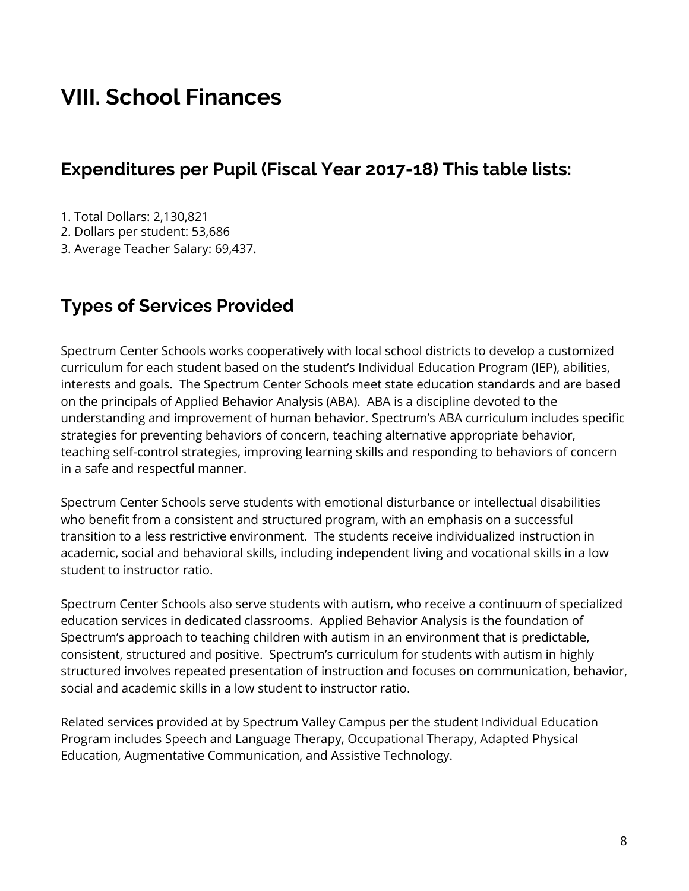# VIII. School Finances

## Expenditures per Pupil (Fiscal Year 2017-18) This table lists:

1. Total Dollars: 2,130,821
2. Dollars per student: 53,686
3. Average Teacher Salary: 69,437.

## Types of Services Provided

Spectrum Center Schools works cooperatively with local school districts to develop a customized curriculum for each student based on the student's Individual Education Program (IEP), abilities, interests and goals. The Spectrum Center Schools meet state education standards and are based on the principals of Applied Behavior Analysis (ABA). ABA is a discipline devoted to the understanding and improvement of human behavior. Spectrum's ABA curriculum includes specific strategies for preventing behaviors of concern, teaching alternative appropriate behavior, teaching self-control strategies, improving learning skills and responding to behaviors of concern in a safe and respectful manner.

Spectrum Center Schools serve students with emotional disturbance or intellectual disabilities who benefit from a consistent and structured program, with an emphasis on a successful transition to a less restrictive environment. The students receive individualized instruction in academic, social and behavioral skills, including independent living and vocational skills in a low student to instructor ratio.

Spectrum Center Schools also serve students with autism, who receive a continuum of specialized education services in dedicated classrooms. Applied Behavior Analysis is the foundation of Spectrum's approach to teaching children with autism in an environment that is predictable, consistent, structured and positive. Spectrum's curriculum for students with autism in highly structured involves repeated presentation of instruction and focuses on communication, behavior, social and academic skills in a low student to instructor ratio.

Related services provided at by Spectrum Valley Campus per the student Individual Education Program includes Speech and Language Therapy, Occupational Therapy, Adapted Physical Education, Augmentative Communication, and Assistive Technology.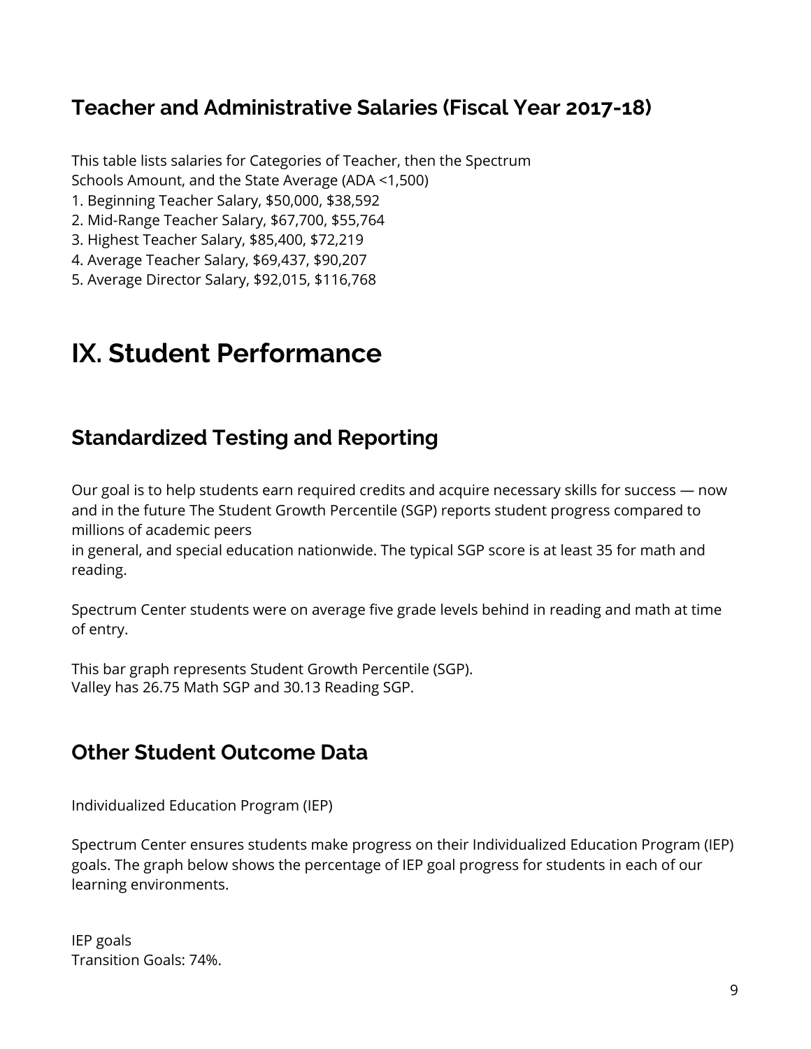## Teacher and Administrative Salaries (Fiscal Year 2017-18)

This table lists salaries for Categories of Teacher, then the Spectrum Schools Amount, and the State Average (ADA <1,500)

1. Beginning Teacher Salary, $50,000, $38,592
2. Mid-Range Teacher Salary, $67,700, $55,764
3. Highest Teacher Salary, $85,400, $72,219
4. Average Teacher Salary, $69,437, $90,207
5. Average Director Salary, $92,015, $116,768

# IX. Student Performance

## Standardized Testing and Reporting

Our goal is to help students earn required credits and acquire necessary skills for success — now and in the future The Student Growth Percentile (SGP) reports student progress compared to millions of academic peers
in general, and special education nationwide. The typical SGP score is at least 35 for math and reading.

Spectrum Center students were on average five grade levels behind in reading and math at time of entry.

This bar graph represents Student Growth Percentile (SGP).
Valley has 26.75 Math SGP and 30.13 Reading SGP.

## Other Student Outcome Data

Individualized Education Program (IEP)

Spectrum Center ensures students make progress on their Individualized Education Program (IEP) goals. The graph below shows the percentage of IEP goal progress for students in each of our learning environments.

IEP goals
Transition Goals: 74%.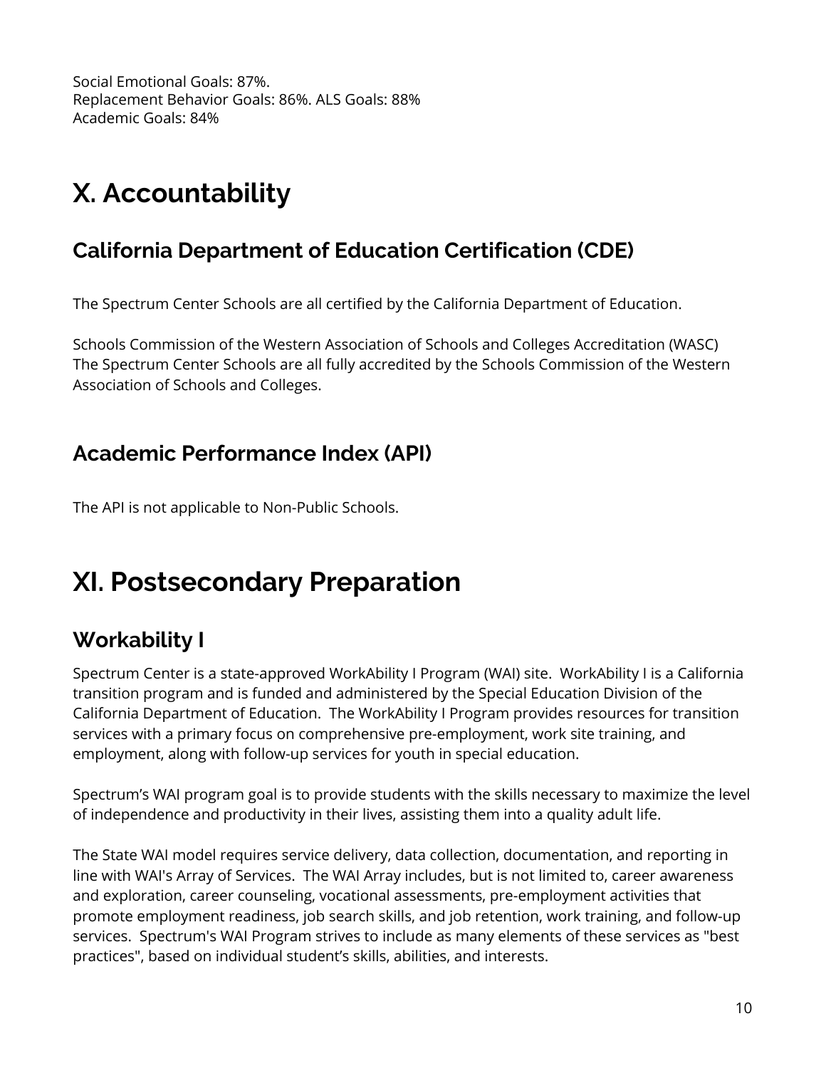Social Emotional Goals: 87%.
Replacement Behavior Goals: 86%. ALS Goals: 88%
Academic Goals: 84%

# X. Accountability

## California Department of Education Certification (CDE)

The Spectrum Center Schools are all certified by the California Department of Education.

Schools Commission of the Western Association of Schools and Colleges Accreditation (WASC)
The Spectrum Center Schools are all fully accredited by the Schools Commission of the Western Association of Schools and Colleges.

## Academic Performance Index (API)

The API is not applicable to Non-Public Schools.

# XI. Postsecondary Preparation

## Workability I

Spectrum Center is a state-approved WorkAbility I Program (WAI) site. WorkAbility I is a California transition program and is funded and administered by the Special Education Division of the California Department of Education. The WorkAbility I Program provides resources for transition services with a primary focus on comprehensive pre-employment, work site training, and employment, along with follow-up services for youth in special education.

Spectrum's WAI program goal is to provide students with the skills necessary to maximize the level of independence and productivity in their lives, assisting them into a quality adult life.

The State WAI model requires service delivery, data collection, documentation, and reporting in line with WAI's Array of Services. The WAI Array includes, but is not limited to, career awareness and exploration, career counseling, vocational assessments, pre-employment activities that promote employment readiness, job search skills, and job retention, work training, and follow-up services. Spectrum's WAI Program strives to include as many elements of these services as "best practices", based on individual student's skills, abilities, and interests.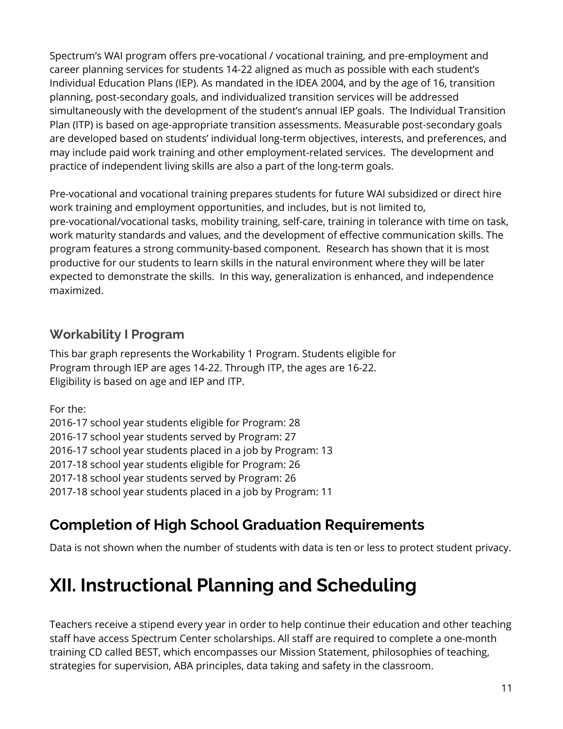Spectrum's WAI program offers pre-vocational / vocational training, and pre-employment and career planning services for students 14-22 aligned as much as possible with each student's Individual Education Plans (IEP). As mandated in the IDEA 2004, and by the age of 16, transition planning, post-secondary goals, and individualized transition services will be addressed simultaneously with the development of the student's annual IEP goals. The Individual Transition Plan (ITP) is based on age-appropriate transition assessments. Measurable post-secondary goals are developed based on students' individual long-term objectives, interests, and preferences, and may include paid work training and other employment-related services. The development and practice of independent living skills are also a part of the long-term goals.

Pre-vocational and vocational training prepares students for future WAI subsidized or direct hire work training and employment opportunities, and includes, but is not limited to, pre-vocational/vocational tasks, mobility training, self-care, training in tolerance with time on task, work maturity standards and values, and the development of effective communication skills. The program features a strong community-based component. Research has shown that it is most productive for our students to learn skills in the natural environment where they will be later expected to demonstrate the skills. In this way, generalization is enhanced, and independence maximized.

### Workability I Program

This bar graph represents the Workability 1 Program. Students eligible for Program through IEP are ages 14-22. Through ITP, the ages are 16-22. Eligibility is based on age and IEP and ITP.

For the:
2016-17 school year students eligible for Program: 28
2016-17 school year students served by Program: 27
2016-17 school year students placed in a job by Program: 13
2017-18 school year students eligible for Program: 26
2017-18 school year students served by Program: 26
2017-18 school year students placed in a job by Program: 11

## Completion of High School Graduation Requirements

Data is not shown when the number of students with data is ten or less to protect student privacy.

# XII. Instructional Planning and Scheduling

Teachers receive a stipend every year in order to help continue their education and other teaching staff have access Spectrum Center scholarships. All staff are required to complete a one-month training CD called BEST, which encompasses our Mission Statement, philosophies of teaching, strategies for supervision, ABA principles, data taking and safety in the classroom.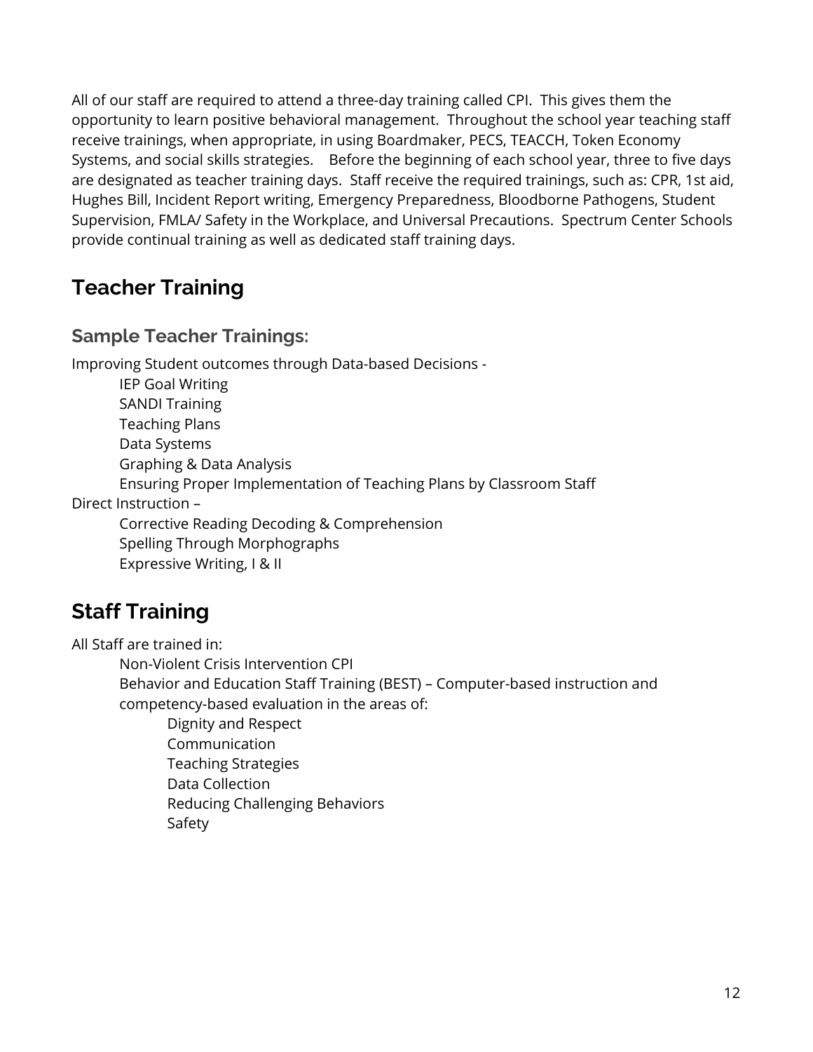All of our staff are required to attend a three-day training called CPI. This gives them the opportunity to learn positive behavioral management. Throughout the school year teaching staff receive trainings, when appropriate, in using Boardmaker, PECS, TEACCH, Token Economy Systems, and social skills strategies. Before the beginning of each school year, three to five days are designated as teacher training days. Staff receive the required trainings, such as: CPR, 1st aid, Hughes Bill, Incident Report writing, Emergency Preparedness, Bloodborne Pathogens, Student Supervision, FMLA/ Safety in the Workplace, and Universal Precautions. Spectrum Center Schools provide continual training as well as dedicated staff training days.

## Teacher Training

### Sample Teacher Trainings:

Improving Student outcomes through Data-based Decisions -

- IEP Goal Writing
- SANDI Training
- Teaching Plans
- Data Systems
- Graphing & Data Analysis
- Ensuring Proper Implementation of Teaching Plans by Classroom Staff

Direct Instruction –

- Corrective Reading Decoding & Comprehension
- Spelling Through Morphographs
- Expressive Writing, I & II

## Staff Training

All Staff are trained in:

- Non-Violent Crisis Intervention CPI
- Behavior and Education Staff Training (BEST) – Computer-based instruction and competency-based evaluation in the areas of:
  - Dignity and Respect
  - Communication
  - Teaching Strategies
  - Data Collection
  - Reducing Challenging Behaviors
  - Safety